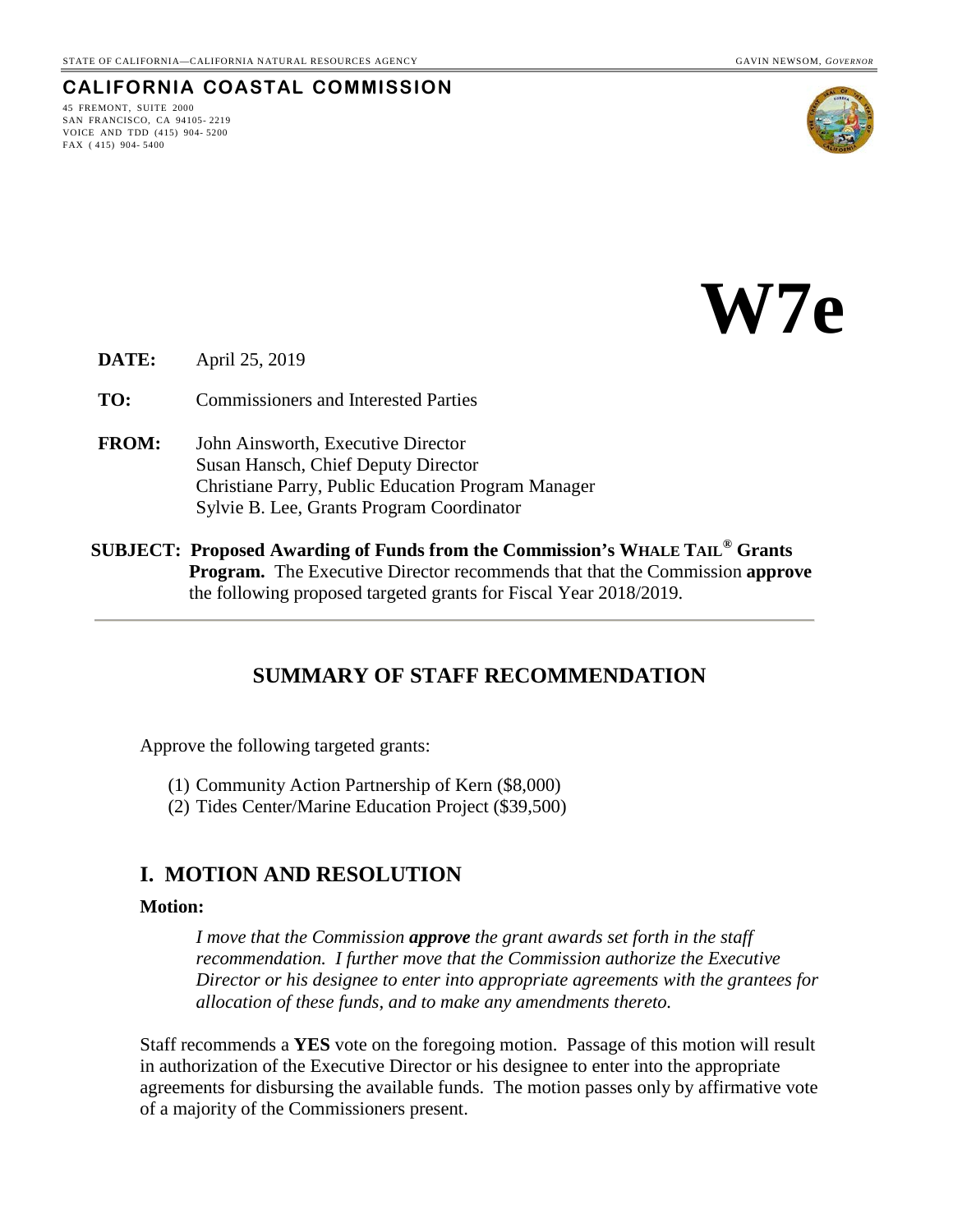STATE OF CALIFORNIA—CALIFORNIA NATURAL RESOURCES AGENCY GAVIN NEWSOM, *GOVERNOR*

**CALIFORNIA COASTAL COMMISSION**

45 FREMONT, SUITE 2000
SAN FRANCISCO, CA 94105- 2219
VOICE AND TDD (415) 904- 5200
FAX ( 415) 904- 5400

# W7e

**DATE:** April 25, 2019

**TO:** Commissioners and Interested Parties

**FROM:** John Ainsworth, Executive Director
Susan Hansch, Chief Deputy Director
Christiane Parry, Public Education Program Manager
Sylvie B. Lee, Grants Program Coordinator

**SUBJECT: Proposed Awarding of Funds from the Commission's WHALE TAIL® Grants Program.** The Executive Director recommends that that the Commission **approve** the following proposed targeted grants for Fiscal Year 2018/2019.

---

## SUMMARY OF STAFF RECOMMENDATION

Approve the following targeted grants:

(1) Community Action Partnership of Kern ($8,000)
(2) Tides Center/Marine Education Project ($39,500)

## I. MOTION AND RESOLUTION

**Motion:**

> *I move that the Commission **approve** the grant awards set forth in the staff recommendation. I further move that the Commission authorize the Executive Director or his designee to enter into appropriate agreements with the grantees for allocation of these funds, and to make any amendments thereto.*

Staff recommends a **YES** vote on the foregoing motion. Passage of this motion will result in authorization of the Executive Director or his designee to enter into the appropriate agreements for disbursing the available funds. The motion passes only by affirmative vote of a majority of the Commissioners present.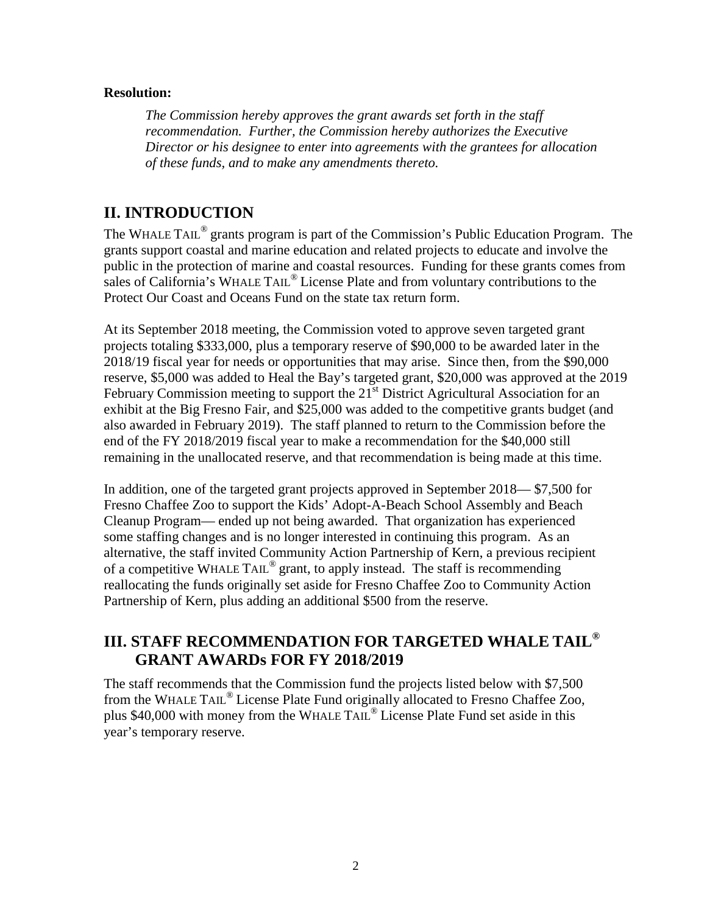**Resolution:**

> *The Commission hereby approves the grant awards set forth in the staff recommendation. Further, the Commission hereby authorizes the Executive Director or his designee to enter into agreements with the grantees for allocation of these funds, and to make any amendments thereto.*

## II. INTRODUCTION

The WHALE TAIL® grants program is part of the Commission's Public Education Program. The grants support coastal and marine education and related projects to educate and involve the public in the protection of marine and coastal resources. Funding for these grants comes from sales of California's WHALE TAIL® License Plate and from voluntary contributions to the Protect Our Coast and Oceans Fund on the state tax return form.

At its September 2018 meeting, the Commission voted to approve seven targeted grant projects totaling $333,000, plus a temporary reserve of $90,000 to be awarded later in the 2018/19 fiscal year for needs or opportunities that may arise. Since then, from the $90,000 reserve, $5,000 was added to Heal the Bay's targeted grant, $20,000 was approved at the 2019 February Commission meeting to support the 21st District Agricultural Association for an exhibit at the Big Fresno Fair, and $25,000 was added to the competitive grants budget (and also awarded in February 2019). The staff planned to return to the Commission before the end of the FY 2018/2019 fiscal year to make a recommendation for the $40,000 still remaining in the unallocated reserve, and that recommendation is being made at this time.

In addition, one of the targeted grant projects approved in September 2018— $7,500 for Fresno Chaffee Zoo to support the Kids' Adopt-A-Beach School Assembly and Beach Cleanup Program— ended up not being awarded. That organization has experienced some staffing changes and is no longer interested in continuing this program. As an alternative, the staff invited Community Action Partnership of Kern, a previous recipient of a competitive WHALE TAIL® grant, to apply instead. The staff is recommending reallocating the funds originally set aside for Fresno Chaffee Zoo to Community Action Partnership of Kern, plus adding an additional $500 from the reserve.

## III. STAFF RECOMMENDATION FOR TARGETED WHALE TAIL® GRANT AWARDs FOR FY 2018/2019

The staff recommends that the Commission fund the projects listed below with $7,500 from the WHALE TAIL® License Plate Fund originally allocated to Fresno Chaffee Zoo, plus $40,000 with money from the WHALE TAIL® License Plate Fund set aside in this year's temporary reserve.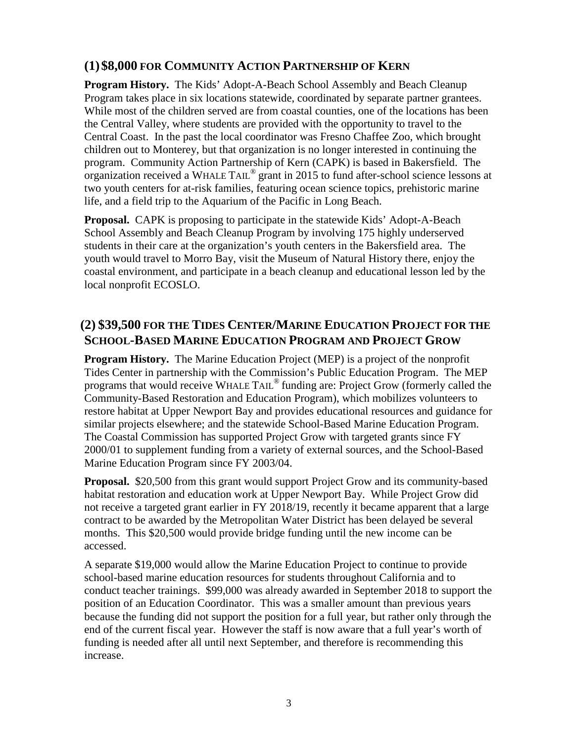## (1) $8,000 FOR COMMUNITY ACTION PARTNERSHIP OF KERN

**Program History.** The Kids' Adopt-A-Beach School Assembly and Beach Cleanup Program takes place in six locations statewide, coordinated by separate partner grantees. While most of the children served are from coastal counties, one of the locations has been the Central Valley, where students are provided with the opportunity to travel to the Central Coast. In the past the local coordinator was Fresno Chaffee Zoo, which brought children out to Monterey, but that organization is no longer interested in continuing the program. Community Action Partnership of Kern (CAPK) is based in Bakersfield. The organization received a WHALE TAIL® grant in 2015 to fund after-school science lessons at two youth centers for at-risk families, featuring ocean science topics, prehistoric marine life, and a field trip to the Aquarium of the Pacific in Long Beach.

**Proposal.** CAPK is proposing to participate in the statewide Kids' Adopt-A-Beach School Assembly and Beach Cleanup Program by involving 175 highly underserved students in their care at the organization's youth centers in the Bakersfield area. The youth would travel to Morro Bay, visit the Museum of Natural History there, enjoy the coastal environment, and participate in a beach cleanup and educational lesson led by the local nonprofit ECOSLO.

## (2) $39,500 FOR THE TIDES CENTER/MARINE EDUCATION PROJECT FOR THE SCHOOL-BASED MARINE EDUCATION PROGRAM AND PROJECT GROW

**Program History.** The Marine Education Project (MEP) is a project of the nonprofit Tides Center in partnership with the Commission's Public Education Program. The MEP programs that would receive WHALE TAIL® funding are: Project Grow (formerly called the Community-Based Restoration and Education Program), which mobilizes volunteers to restore habitat at Upper Newport Bay and provides educational resources and guidance for similar projects elsewhere; and the statewide School-Based Marine Education Program. The Coastal Commission has supported Project Grow with targeted grants since FY 2000/01 to supplement funding from a variety of external sources, and the School-Based Marine Education Program since FY 2003/04.

**Proposal.** $20,500 from this grant would support Project Grow and its community-based habitat restoration and education work at Upper Newport Bay. While Project Grow did not receive a targeted grant earlier in FY 2018/19, recently it became apparent that a large contract to be awarded by the Metropolitan Water District has been delayed be several months. This $20,500 would provide bridge funding until the new income can be accessed.

A separate $19,000 would allow the Marine Education Project to continue to provide school-based marine education resources for students throughout California and to conduct teacher trainings. $99,000 was already awarded in September 2018 to support the position of an Education Coordinator. This was a smaller amount than previous years because the funding did not support the position for a full year, but rather only through the end of the current fiscal year. However the staff is now aware that a full year's worth of funding is needed after all until next September, and therefore is recommending this increase.